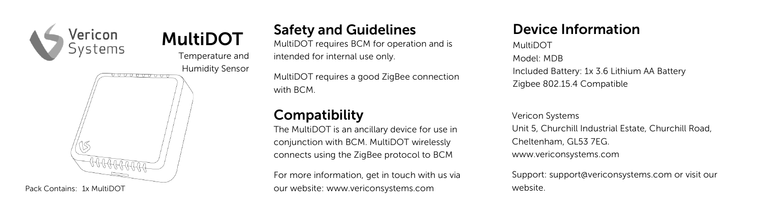Vericon Systems

# MultiDOT

Temperature and Humidity Sensor

Pack Contains: 1x MultiDOT

## Safety and Guidelines

MultiDOT requires BCM for operation and is intended for internal use only.

MultiDOT requires a good ZigBee connection with BCM.

## Compatibility

The MultiDOT is an ancillary device for use in conjunction with BCM. MultiDOT wirelessly connects using the ZigBee protocol to BCM

For more information, get in touch with us via our website: www.vericonsystems.com

## Device Information

MultiDOT
Model: MDB
Included Battery: 1x 3.6 Lithium AA Battery
Zigbee 802.15.4 Compatible

Vericon Systems
Unit 5, Churchill Industrial Estate, Churchill Road, Cheltenham, GL53 7EG.
www.vericonsystems.com

Support: support@vericonsystems.com or visit our website.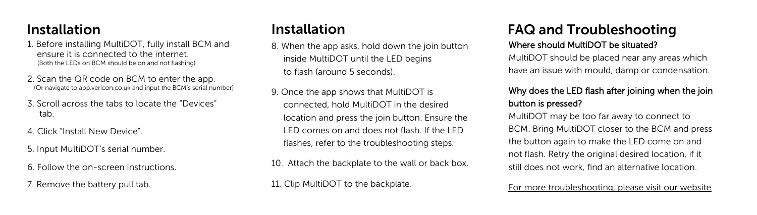## Installation

1. Before installing MultiDOT, fully install BCM and ensure it is connected to the internet.
   (Both the LEDs on BCM should be on and not flashing)
2. Scan the QR code on BCM to enter the app.
   (Or navigate to app.vericon.co.uk and input the BCM's serial number)
3. Scroll across the tabs to locate the "Devices" tab.
4. Click "Install New Device".
5. Input MultiDOT's serial number.
6. Follow the on-screen instructions.
7. Remove the battery pull tab.

## Installation

8. When the app asks, hold down the join button inside MultiDOT until the LED begins to flash (around 5 seconds).
9. Once the app shows that MultiDOT is connected, hold MultiDOT in the desired location and press the join button. Ensure the LED comes on and does not flash. If the LED flashes, refer to the troubleshooting steps.
10. Attach the backplate to the wall or back box.
11. Clip MultiDOT to the backplate.

## FAQ and Troubleshooting

### Where should MultiDOT be situated?

MultiDOT should be placed near any areas which have an issue with mould, damp or condensation.

### Why does the LED flash after joining when the join button is pressed?

MultiDOT may be too far away to connect to BCM. Bring MultiDOT closer to the BCM and press the button again to make the LED come on and not flash. Retry the original desired location, if it still does not work, find an alternative location.

For more troubleshooting, please visit our website